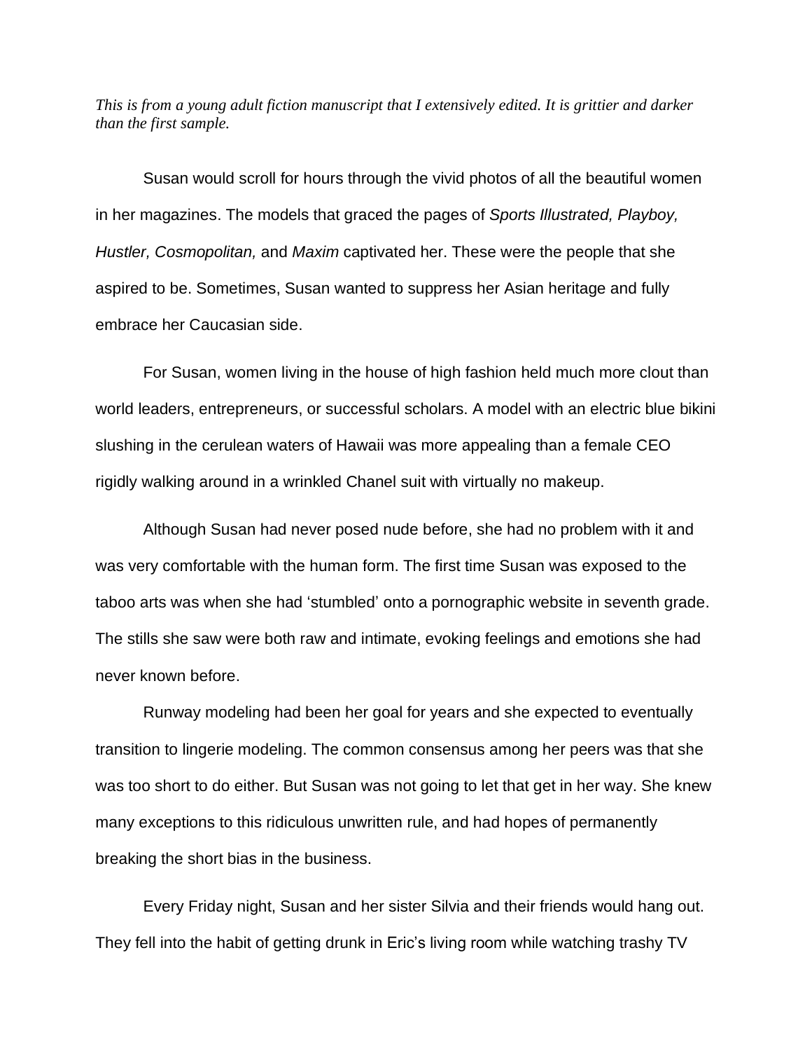*This is from a young adult fiction manuscript that I extensively edited. It is grittier and darker than the first sample.*

Susan would scroll for hours through the vivid photos of all the beautiful women in her magazines. The models that graced the pages of *Sports Illustrated, Playboy, Hustler, Cosmopolitan,* and *Maxim* captivated her. These were the people that she aspired to be. Sometimes, Susan wanted to suppress her Asian heritage and fully embrace her Caucasian side.

For Susan, women living in the house of high fashion held much more clout than world leaders, entrepreneurs, or successful scholars. A model with an electric blue bikini slushing in the cerulean waters of Hawaii was more appealing than a female CEO rigidly walking around in a wrinkled Chanel suit with virtually no makeup.

Although Susan had never posed nude before, she had no problem with it and was very comfortable with the human form. The first time Susan was exposed to the taboo arts was when she had 'stumbled' onto a pornographic website in seventh grade. The stills she saw were both raw and intimate, evoking feelings and emotions she had never known before.

Runway modeling had been her goal for years and she expected to eventually transition to lingerie modeling. The common consensus among her peers was that she was too short to do either. But Susan was not going to let that get in her way. She knew many exceptions to this ridiculous unwritten rule, and had hopes of permanently breaking the short bias in the business.

Every Friday night, Susan and her sister Silvia and their friends would hang out. They fell into the habit of getting drunk in Eric's living room while watching trashy TV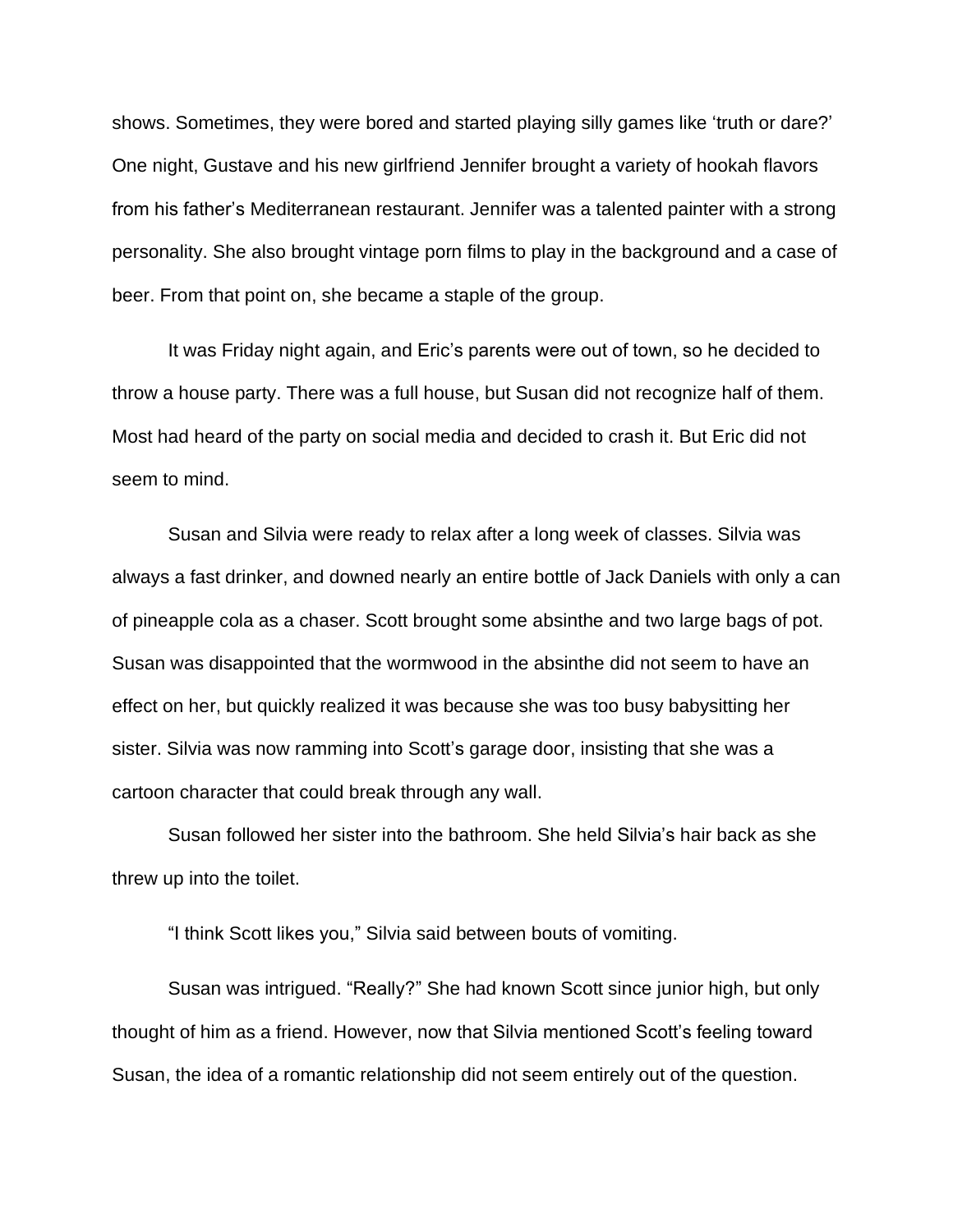shows. Sometimes, they were bored and started playing silly games like 'truth or dare?' One night, Gustave and his new girlfriend Jennifer brought a variety of hookah flavors from his father's Mediterranean restaurant. Jennifer was a talented painter with a strong personality. She also brought vintage porn films to play in the background and a case of beer. From that point on, she became a staple of the group.

It was Friday night again, and Eric's parents were out of town, so he decided to throw a house party. There was a full house, but Susan did not recognize half of them. Most had heard of the party on social media and decided to crash it. But Eric did not seem to mind.

Susan and Silvia were ready to relax after a long week of classes. Silvia was always a fast drinker, and downed nearly an entire bottle of Jack Daniels with only a can of pineapple cola as a chaser. Scott brought some absinthe and two large bags of pot. Susan was disappointed that the wormwood in the absinthe did not seem to have an effect on her, but quickly realized it was because she was too busy babysitting her sister. Silvia was now ramming into Scott's garage door, insisting that she was a cartoon character that could break through any wall.

Susan followed her sister into the bathroom. She held Silvia's hair back as she threw up into the toilet.

"I think Scott likes you," Silvia said between bouts of vomiting.

Susan was intrigued. "Really?" She had known Scott since junior high, but only thought of him as a friend. However, now that Silvia mentioned Scott's feeling toward Susan, the idea of a romantic relationship did not seem entirely out of the question.